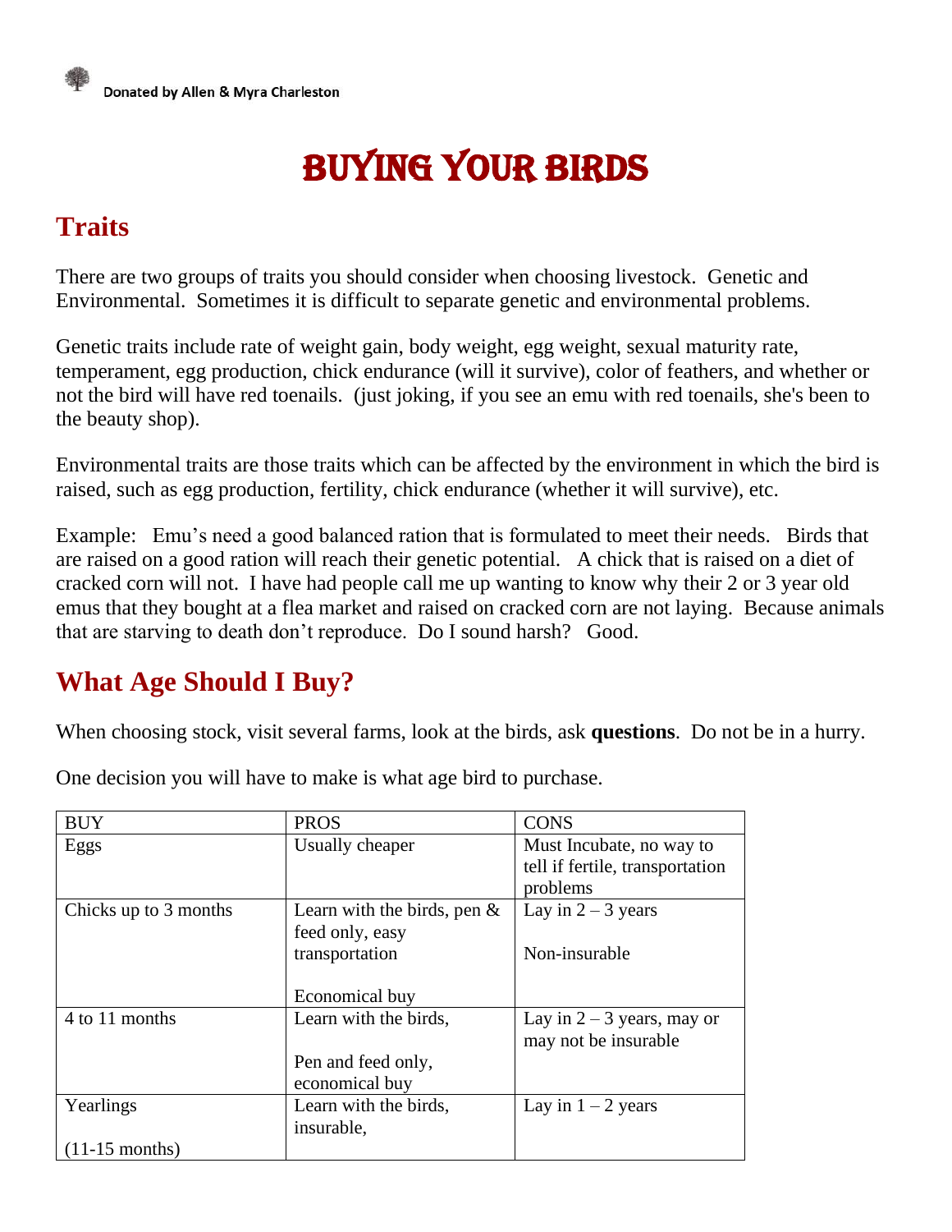Donated by Allen & Myra Charleston

# BUYING YOUR BIRDS

## Traits

There are two groups of traits you should consider when choosing livestock. Genetic and Environmental. Sometimes it is difficult to separate genetic and environmental problems.

Genetic traits include rate of weight gain, body weight, egg weight, sexual maturity rate, temperament, egg production, chick endurance (will it survive), color of feathers, and whether or not the bird will have red toenails. (just joking, if you see an emu with red toenails, she's been to the beauty shop).

Environmental traits are those traits which can be affected by the environment in which the bird is raised, such as egg production, fertility, chick endurance (whether it will survive), etc.

Example: Emu's need a good balanced ration that is formulated to meet their needs. Birds that are raised on a good ration will reach their genetic potential. A chick that is raised on a diet of cracked corn will not. I have had people call me up wanting to know why their 2 or 3 year old emus that they bought at a flea market and raised on cracked corn are not laying. Because animals that are starving to death don't reproduce. Do I sound harsh? Good.

## What Age Should I Buy?

When choosing stock, visit several farms, look at the birds, ask **questions**. Do not be in a hurry.

One decision you will have to make is what age bird to purchase.

| BUY | PROS | CONS |
|---|---|---|
| Eggs | Usually cheaper | Must Incubate, no way to tell if fertile, transportation problems |
| Chicks up to 3 months | Learn with the birds, pen & feed only, easy transportation<br><br>Economical buy | Lay in 2 – 3 years<br><br>Non-insurable |
| 4 to 11 months | Learn with the birds,<br><br>Pen and feed only, economical buy | Lay in 2 – 3 years, may or may not be insurable |
| Yearlings<br><br>(11-15 months) | Learn with the birds, insurable, | Lay in 1 – 2 years |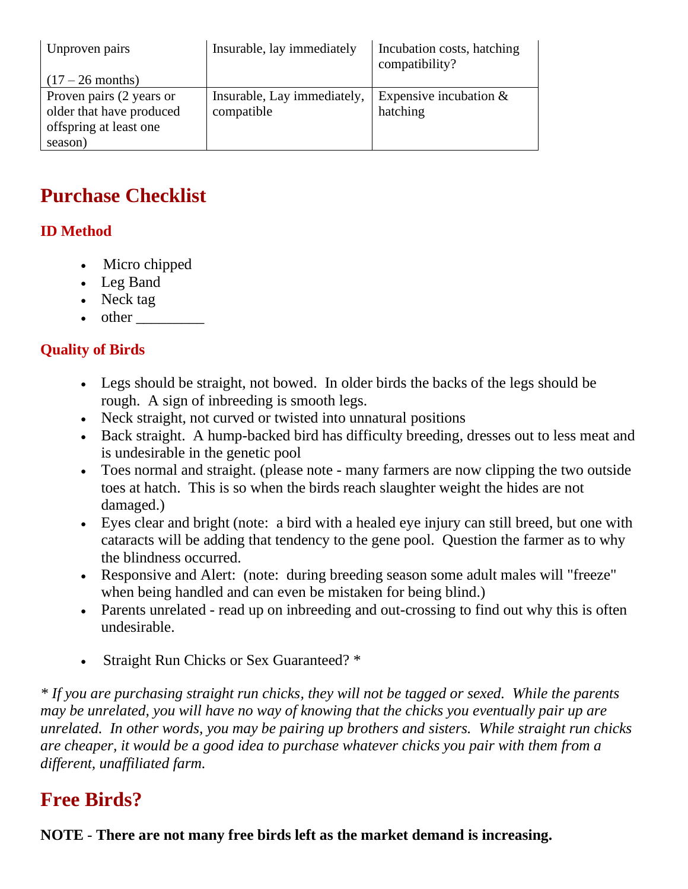| Unproven pairs (17 – 26 months) | Insurable, lay immediately | Incubation costs, hatching compatibility? |
|---|---|---|
| Proven pairs (2 years or older that have produced offspring at least one season) | Insurable, Lay immediately, compatible | Expensive incubation & hatching |

## Purchase Checklist

### ID Method

- Micro chipped
- Leg Band
- Neck tag
- other _________

### Quality of Birds

- Legs should be straight, not bowed. In older birds the backs of the legs should be rough. A sign of inbreeding is smooth legs.
- Neck straight, not curved or twisted into unnatural positions
- Back straight. A hump-backed bird has difficulty breeding, dresses out to less meat and is undesirable in the genetic pool
- Toes normal and straight. (please note - many farmers are now clipping the two outside toes at hatch. This is so when the birds reach slaughter weight the hides are not damaged.)
- Eyes clear and bright (note: a bird with a healed eye injury can still breed, but one with cataracts will be adding that tendency to the gene pool. Question the farmer as to why the blindness occurred.
- Responsive and Alert: (note: during breeding season some adult males will "freeze" when being handled and can even be mistaken for being blind.)
- Parents unrelated - read up on inbreeding and out-crossing to find out why this is often undesirable.

- Straight Run Chicks or Sex Guaranteed? *

*\* If you are purchasing straight run chicks, they will not be tagged or sexed. While the parents may be unrelated, you will have no way of knowing that the chicks you eventually pair up are unrelated. In other words, you may be pairing up brothers and sisters. While straight run chicks are cheaper, it would be a good idea to purchase whatever chicks you pair with them from a different, unaffiliated farm.*

## Free Birds?

**NOTE - There are not many free birds left as the market demand is increasing.**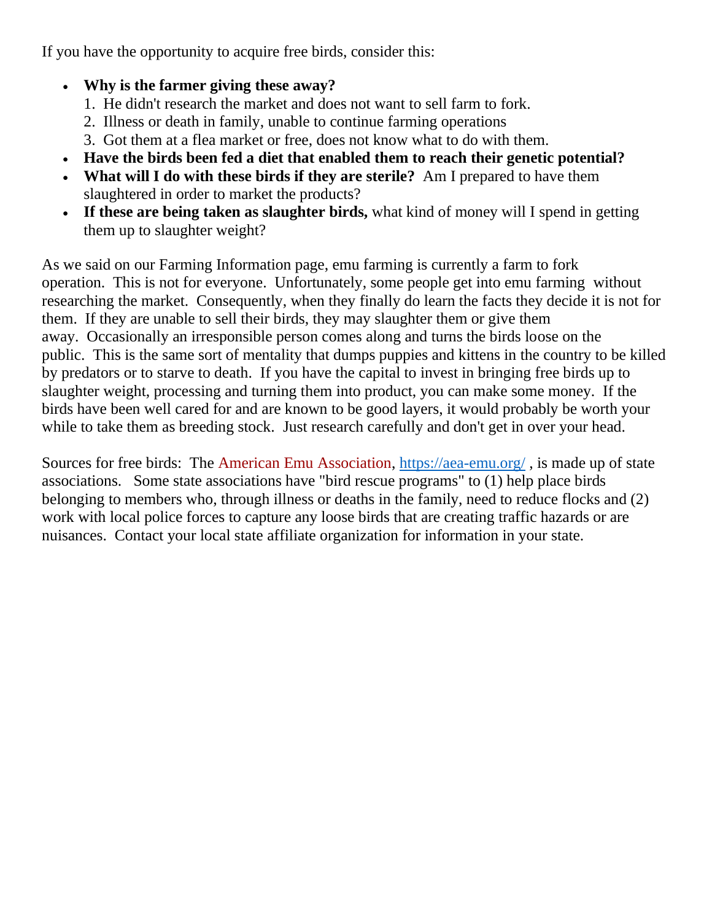If you have the opportunity to acquire free birds, consider this:

- **Why is the farmer giving these away?**
  1. He didn't research the market and does not want to sell farm to fork.
  2. Illness or death in family, unable to continue farming operations
  3. Got them at a flea market or free, does not know what to do with them.
- **Have the birds been fed a diet that enabled them to reach their genetic potential?**
- **What will I do with these birds if they are sterile?** Am I prepared to have them slaughtered in order to market the products?
- **If these are being taken as slaughter birds,** what kind of money will I spend in getting them up to slaughter weight?

As we said on our Farming Information page, emu farming is currently a farm to fork operation. This is not for everyone. Unfortunately, some people get into emu farming without researching the market. Consequently, when they finally do learn the facts they decide it is not for them. If they are unable to sell their birds, they may slaughter them or give them away. Occasionally an irresponsible person comes along and turns the birds loose on the public. This is the same sort of mentality that dumps puppies and kittens in the country to be killed by predators or to starve to death. If you have the capital to invest in bringing free birds up to slaughter weight, processing and turning them into product, you can make some money. If the birds have been well cared for and are known to be good layers, it would probably be worth your while to take them as breeding stock. Just research carefully and don't get in over your head.

Sources for free birds: The American Emu Association, [https://aea-emu.org/](https://aea-emu.org/) , is made up of state associations. Some state associations have "bird rescue programs" to (1) help place birds belonging to members who, through illness or deaths in the family, need to reduce flocks and (2) work with local police forces to capture any loose birds that are creating traffic hazards or are nuisances. Contact your local state affiliate organization for information in your state.